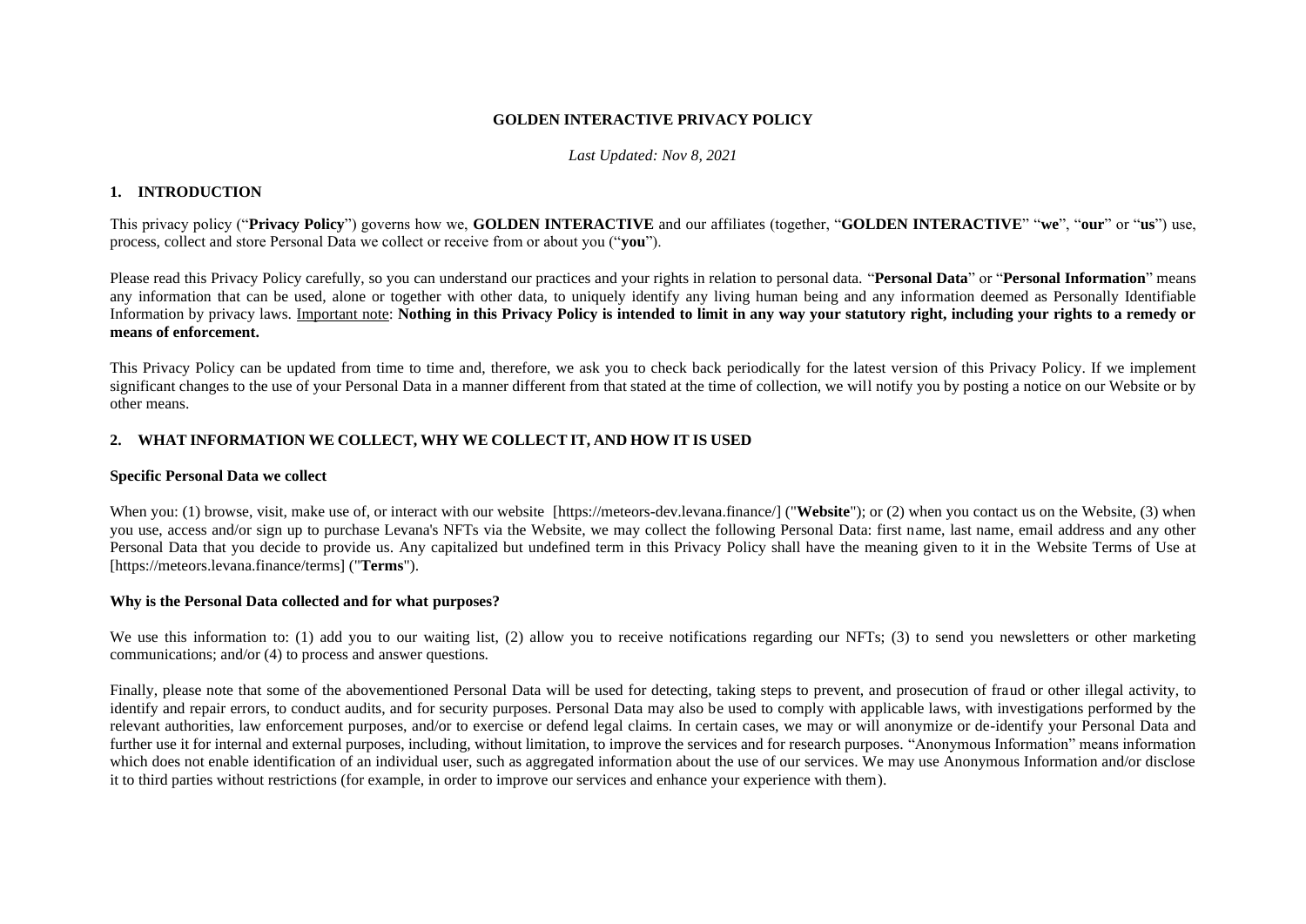# GOLDEN INTERACTIVE PRIVACY POLICY

*Last Updated: Nov 8, 2021*

## 1. INTRODUCTION

This privacy policy ("**Privacy Policy**") governs how we, **GOLDEN INTERACTIVE** and our affiliates (together, "**GOLDEN INTERACTIVE**" "**we**", "**our**" or "**us**") use, process, collect and store Personal Data we collect or receive from or about you ("**you**").

Please read this Privacy Policy carefully, so you can understand our practices and your rights in relation to personal data. "**Personal Data**" or "**Personal Information**" means any information that can be used, alone or together with other data, to uniquely identify any living human being and any information deemed as Personally Identifiable Information by privacy laws. <u>Important note</u>: **Nothing in this Privacy Policy is intended to limit in any way your statutory right, including your rights to a remedy or means of enforcement.**

This Privacy Policy can be updated from time to time and, therefore, we ask you to check back periodically for the latest version of this Privacy Policy. If we implement significant changes to the use of your Personal Data in a manner different from that stated at the time of collection, we will notify you by posting a notice on our Website or by other means.

## 2. WHAT INFORMATION WE COLLECT, WHY WE COLLECT IT, AND HOW IT IS USED

### Specific Personal Data we collect

When you: (1) browse, visit, make use of, or interact with our website [https://meteors-dev.levana.finance/] ("**Website**"); or (2) when you contact us on the Website, (3) when you use, access and/or sign up to purchase Levana's NFTs via the Website, we may collect the following Personal Data: first name, last name, email address and any other Personal Data that you decide to provide us. Any capitalized but undefined term in this Privacy Policy shall have the meaning given to it in the Website Terms of Use at [https://meteors.levana.finance/terms] ("**Terms**").

### Why is the Personal Data collected and for what purposes?

We use this information to: (1) add you to our waiting list, (2) allow you to receive notifications regarding our NFTs; (3) to send you newsletters or other marketing communications; and/or (4) to process and answer questions.

Finally, please note that some of the abovementioned Personal Data will be used for detecting, taking steps to prevent, and prosecution of fraud or other illegal activity, to identify and repair errors, to conduct audits, and for security purposes. Personal Data may also be used to comply with applicable laws, with investigations performed by the relevant authorities, law enforcement purposes, and/or to exercise or defend legal claims. In certain cases, we may or will anonymize or de-identify your Personal Data and further use it for internal and external purposes, including, without limitation, to improve the services and for research purposes. "Anonymous Information" means information which does not enable identification of an individual user, such as aggregated information about the use of our services. We may use Anonymous Information and/or disclose it to third parties without restrictions (for example, in order to improve our services and enhance your experience with them).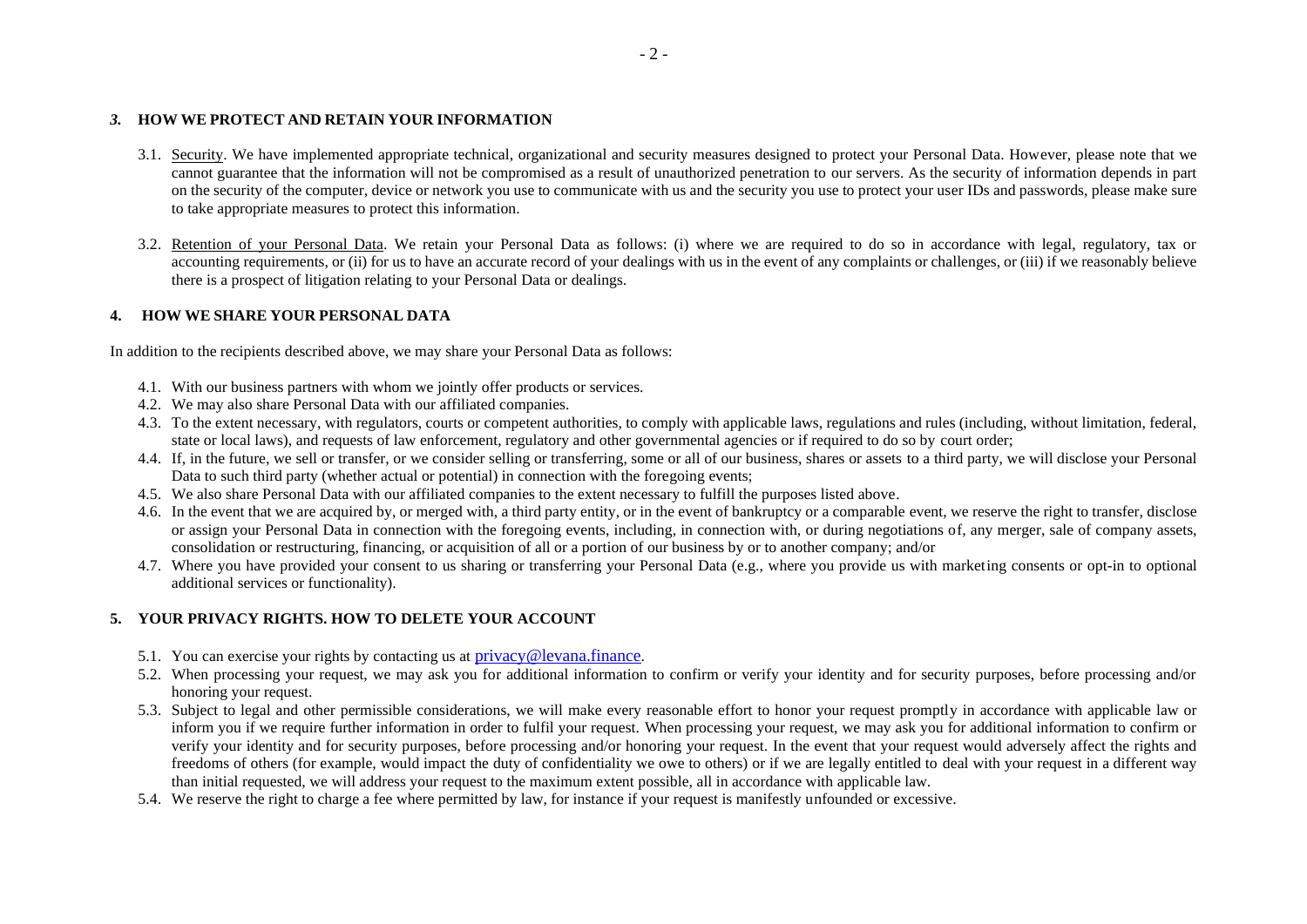## *3.* HOW WE PROTECT AND RETAIN YOUR INFORMATION

3.1. Security. We have implemented appropriate technical, organizational and security measures designed to protect your Personal Data. However, please note that we cannot guarantee that the information will not be compromised as a result of unauthorized penetration to our servers. As the security of information depends in part on the security of the computer, device or network you use to communicate with us and the security you use to protect your user IDs and passwords, please make sure to take appropriate measures to protect this information.

3.2. Retention of your Personal Data. We retain your Personal Data as follows: (i) where we are required to do so in accordance with legal, regulatory, tax or accounting requirements, or (ii) for us to have an accurate record of your dealings with us in the event of any complaints or challenges, or (iii) if we reasonably believe there is a prospect of litigation relating to your Personal Data or dealings.

## 4. HOW WE SHARE YOUR PERSONAL DATA

In addition to the recipients described above, we may share your Personal Data as follows:

4.1. With our business partners with whom we jointly offer products or services.

4.2. We may also share Personal Data with our affiliated companies.

4.3. To the extent necessary, with regulators, courts or competent authorities, to comply with applicable laws, regulations and rules (including, without limitation, federal, state or local laws), and requests of law enforcement, regulatory and other governmental agencies or if required to do so by court order;

4.4. If, in the future, we sell or transfer, or we consider selling or transferring, some or all of our business, shares or assets to a third party, we will disclose your Personal Data to such third party (whether actual or potential) in connection with the foregoing events;

4.5. We also share Personal Data with our affiliated companies to the extent necessary to fulfill the purposes listed above.

4.6. In the event that we are acquired by, or merged with, a third party entity, or in the event of bankruptcy or a comparable event, we reserve the right to transfer, disclose or assign your Personal Data in connection with the foregoing events, including, in connection with, or during negotiations of, any merger, sale of company assets, consolidation or restructuring, financing, or acquisition of all or a portion of our business by or to another company; and/or

4.7. Where you have provided your consent to us sharing or transferring your Personal Data (e.g., where you provide us with marketing consents or opt-in to optional additional services or functionality).

## 5. YOUR PRIVACY RIGHTS. HOW TO DELETE YOUR ACCOUNT

5.1. You can exercise your rights by contacting us at privacy@levana.finance.

5.2. When processing your request, we may ask you for additional information to confirm or verify your identity and for security purposes, before processing and/or honoring your request.

5.3. Subject to legal and other permissible considerations, we will make every reasonable effort to honor your request promptly in accordance with applicable law or inform you if we require further information in order to fulfil your request. When processing your request, we may ask you for additional information to confirm or verify your identity and for security purposes, before processing and/or honoring your request. In the event that your request would adversely affect the rights and freedoms of others (for example, would impact the duty of confidentiality we owe to others) or if we are legally entitled to deal with your request in a different way than initial requested, we will address your request to the maximum extent possible, all in accordance with applicable law.

5.4. We reserve the right to charge a fee where permitted by law, for instance if your request is manifestly unfounded or excessive.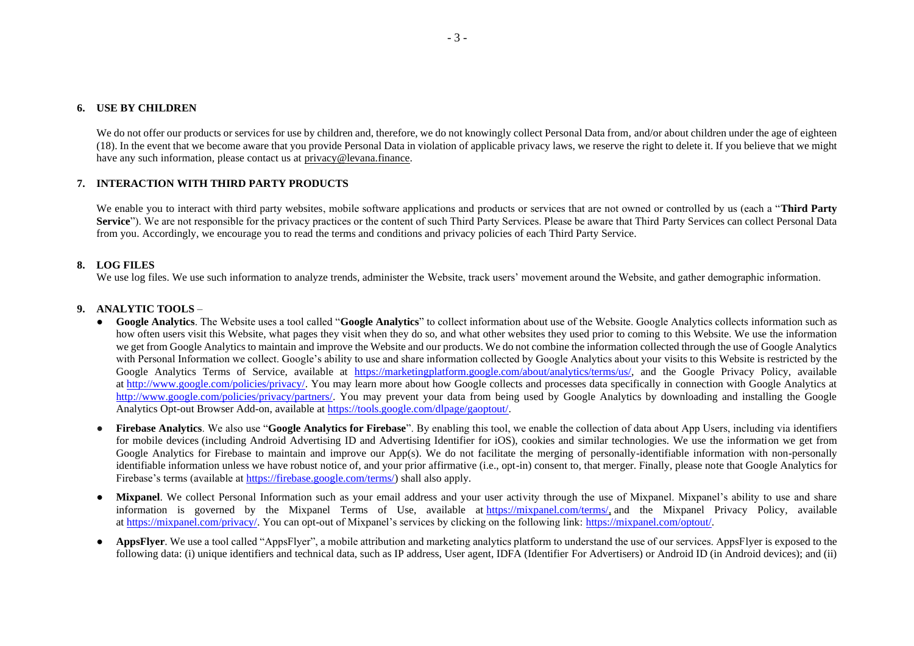## 6. USE BY CHILDREN

We do not offer our products or services for use by children and, therefore, we do not knowingly collect Personal Data from, and/or about children under the age of eighteen (18). In the event that we become aware that you provide Personal Data in violation of applicable privacy laws, we reserve the right to delete it. If you believe that we might have any such information, please contact us at privacy@levana.finance.

## 7. INTERACTION WITH THIRD PARTY PRODUCTS

We enable you to interact with third party websites, mobile software applications and products or services that are not owned or controlled by us (each a "**Third Party Service**"). We are not responsible for the privacy practices or the content of such Third Party Services. Please be aware that Third Party Services can collect Personal Data from you. Accordingly, we encourage you to read the terms and conditions and privacy policies of each Third Party Service.

## 8. LOG FILES

We use log files. We use such information to analyze trends, administer the Website, track users' movement around the Website, and gather demographic information.

## 9. ANALYTIC TOOLS –

- **Google Analytics**. The Website uses a tool called "**Google Analytics**" to collect information about use of the Website. Google Analytics collects information such as how often users visit this Website, what pages they visit when they do so, and what other websites they used prior to coming to this Website. We use the information we get from Google Analytics to maintain and improve the Website and our products. We do not combine the information collected through the use of Google Analytics with Personal Information we collect. Google's ability to use and share information collected by Google Analytics about your visits to this Website is restricted by the Google Analytics Terms of Service, available at https://marketingplatform.google.com/about/analytics/terms/us/, and the Google Privacy Policy, available at http://www.google.com/policies/privacy/. You may learn more about how Google collects and processes data specifically in connection with Google Analytics at http://www.google.com/policies/privacy/partners/. You may prevent your data from being used by Google Analytics by downloading and installing the Google Analytics Opt-out Browser Add-on, available at https://tools.google.com/dlpage/gaoptout/.

- **Firebase Analytics**. We also use "**Google Analytics for Firebase**". By enabling this tool, we enable the collection of data about App Users, including via identifiers for mobile devices (including Android Advertising ID and Advertising Identifier for iOS), cookies and similar technologies. We use the information we get from Google Analytics for Firebase to maintain and improve our App(s). We do not facilitate the merging of personally-identifiable information with non-personally identifiable information unless we have robust notice of, and your prior affirmative (i.e., opt-in) consent to, that merger. Finally, please note that Google Analytics for Firebase's terms (available at https://firebase.google.com/terms/) shall also apply.

- **Mixpanel**. We collect Personal Information such as your email address and your user activity through the use of Mixpanel. Mixpanel's ability to use and share information is governed by the Mixpanel Terms of Use, available at https://mixpanel.com/terms/, and the Mixpanel Privacy Policy, available at https://mixpanel.com/privacy/. You can opt-out of Mixpanel's services by clicking on the following link: https://mixpanel.com/optout/.

- **AppsFlyer**. We use a tool called "AppsFlyer", a mobile attribution and marketing analytics platform to understand the use of our services. AppsFlyer is exposed to the following data: (i) unique identifiers and technical data, such as IP address, User agent, IDFA (Identifier For Advertisers) or Android ID (in Android devices); and (ii)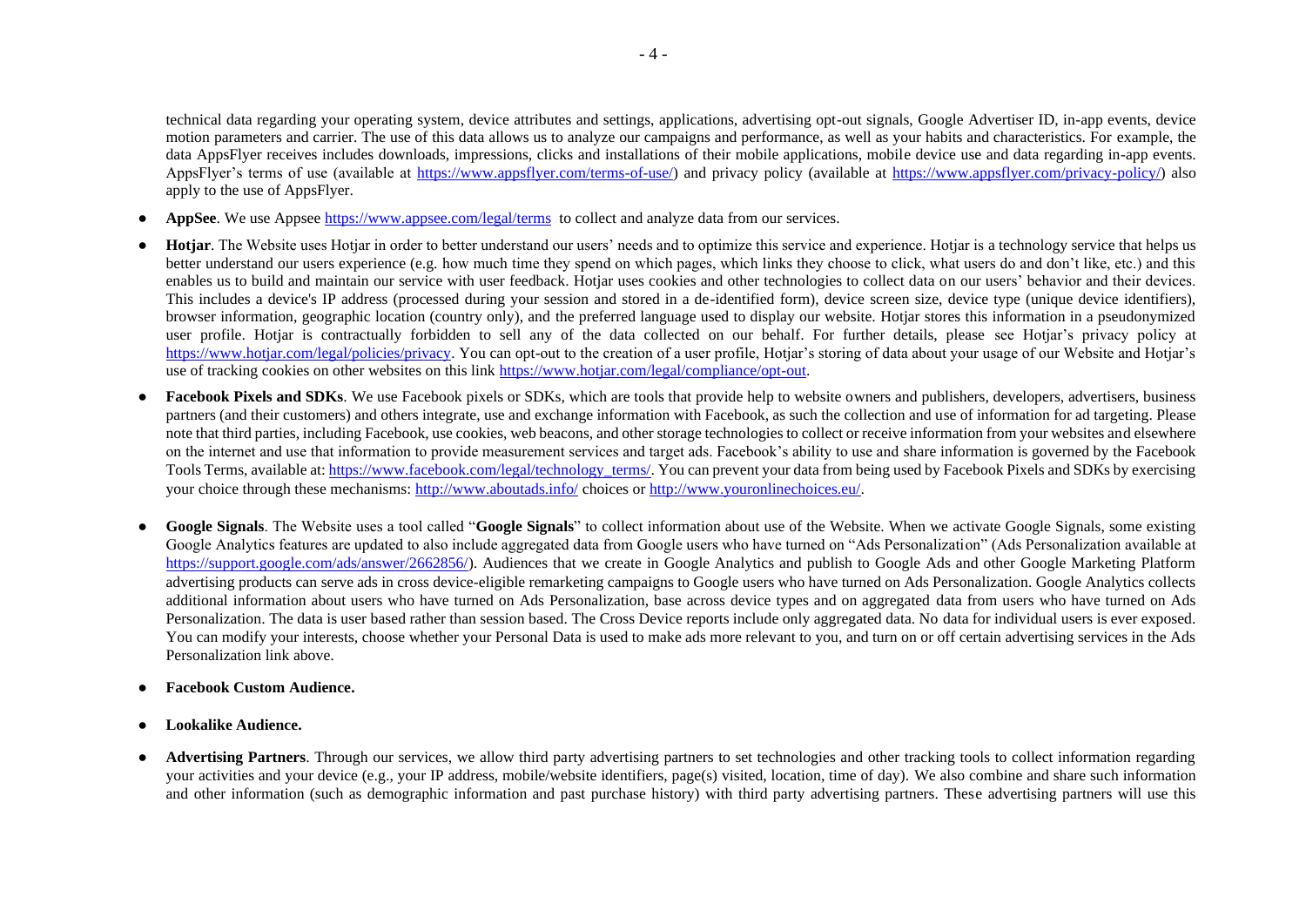technical data regarding your operating system, device attributes and settings, applications, advertising opt-out signals, Google Advertiser ID, in-app events, device motion parameters and carrier. The use of this data allows us to analyze our campaigns and performance, as well as your habits and characteristics. For example, the data AppsFlyer receives includes downloads, impressions, clicks and installations of their mobile applications, mobile device use and data regarding in-app events. AppsFlyer's terms of use (available at https://www.appsflyer.com/terms-of-use/) and privacy policy (available at https://www.appsflyer.com/privacy-policy/) also apply to the use of AppsFlyer.

- **AppSee**. We use Appsee https://www.appsee.com/legal/terms to collect and analyze data from our services.
- **Hotjar**. The Website uses Hotjar in order to better understand our users' needs and to optimize this service and experience. Hotjar is a technology service that helps us better understand our users experience (e.g. how much time they spend on which pages, which links they choose to click, what users do and don't like, etc.) and this enables us to build and maintain our service with user feedback. Hotjar uses cookies and other technologies to collect data on our users' behavior and their devices. This includes a device's IP address (processed during your session and stored in a de-identified form), device screen size, device type (unique device identifiers), browser information, geographic location (country only), and the preferred language used to display our website. Hotjar stores this information in a pseudonymized user profile. Hotjar is contractually forbidden to sell any of the data collected on our behalf. For further details, please see Hotjar's privacy policy at https://www.hotjar.com/legal/policies/privacy. You can opt-out to the creation of a user profile, Hotjar's storing of data about your usage of our Website and Hotjar's use of tracking cookies on other websites on this link https://www.hotjar.com/legal/compliance/opt-out.
- **Facebook Pixels and SDKs**. We use Facebook pixels or SDKs, which are tools that provide help to website owners and publishers, developers, advertisers, business partners (and their customers) and others integrate, use and exchange information with Facebook, as such the collection and use of information for ad targeting. Please note that third parties, including Facebook, use cookies, web beacons, and other storage technologies to collect or receive information from your websites and elsewhere on the internet and use that information to provide measurement services and target ads. Facebook's ability to use and share information is governed by the Facebook Tools Terms, available at: https://www.facebook.com/legal/technology_terms/. You can prevent your data from being used by Facebook Pixels and SDKs by exercising your choice through these mechanisms: http://www.aboutads.info/ choices or http://www.youronlinechoices.eu/.
- **Google Signals**. The Website uses a tool called "**Google Signals**" to collect information about use of the Website. When we activate Google Signals, some existing Google Analytics features are updated to also include aggregated data from Google users who have turned on "Ads Personalization" (Ads Personalization available at https://support.google.com/ads/answer/2662856/). Audiences that we create in Google Analytics and publish to Google Ads and other Google Marketing Platform advertising products can serve ads in cross device-eligible remarketing campaigns to Google users who have turned on Ads Personalization. Google Analytics collects additional information about users who have turned on Ads Personalization, base across device types and on aggregated data from users who have turned on Ads Personalization. The data is user based rather than session based. The Cross Device reports include only aggregated data. No data for individual users is ever exposed. You can modify your interests, choose whether your Personal Data is used to make ads more relevant to you, and turn on or off certain advertising services in the Ads Personalization link above.
- **Facebook Custom Audience.**
- **Lookalike Audience.**
- **Advertising Partners**. Through our services, we allow third party advertising partners to set technologies and other tracking tools to collect information regarding your activities and your device (e.g., your IP address, mobile/website identifiers, page(s) visited, location, time of day). We also combine and share such information and other information (such as demographic information and past purchase history) with third party advertising partners. These advertising partners will use this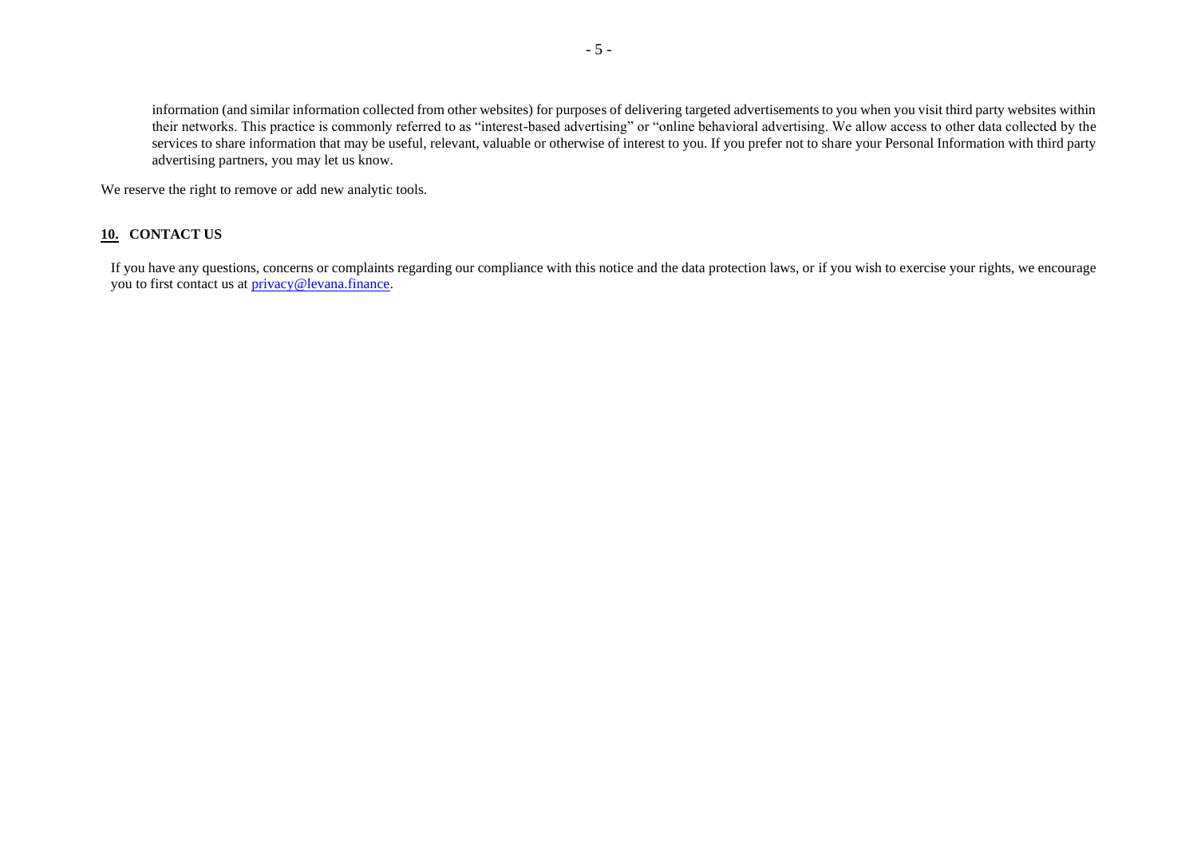information (and similar information collected from other websites) for purposes of delivering targeted advertisements to you when you visit third party websites within their networks. This practice is commonly referred to as "interest-based advertising" or "online behavioral advertising. We allow access to other data collected by the services to share information that may be useful, relevant, valuable or otherwise of interest to you. If you prefer not to share your Personal Information with third party advertising partners, you may let us know.

We reserve the right to remove or add new analytic tools.

## 10. CONTACT US

If you have any questions, concerns or complaints regarding our compliance with this notice and the data protection laws, or if you wish to exercise your rights, we encourage you to first contact us at privacy@levana.finance.